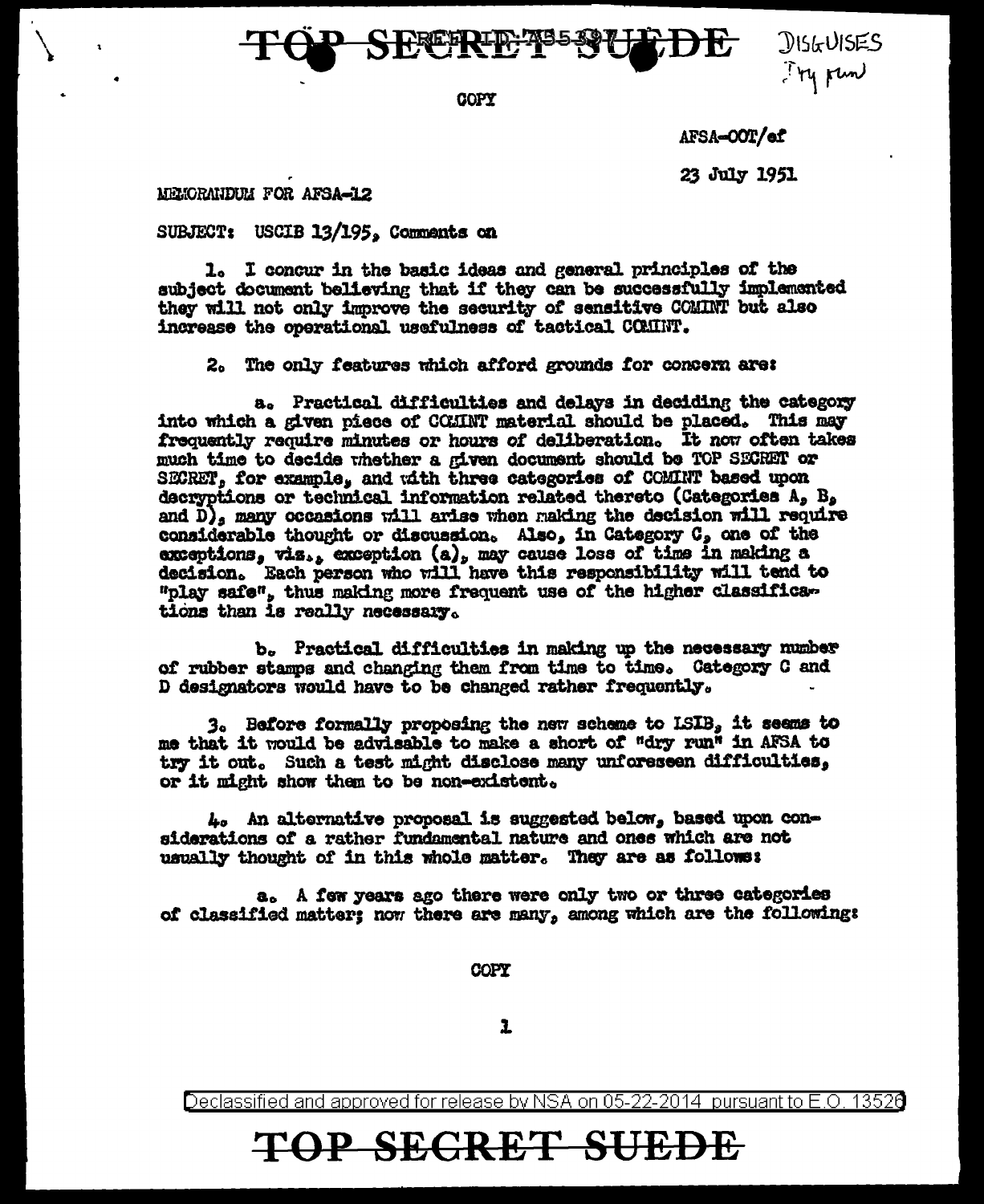TOP SECRET SUEDE

DISGUISES
Try run

COPY

AFSA-OOT/ef

23 July 1951

MEMORANDUM FOR AFSA-12

SUBJECT: USCIB 13/195, Comments on

1. I concur in the basic ideas and general principles of the subject document believing that if they can be successfully implemented they will not only improve the security of sensitive COMINT but also increase the operational usefulness of tactical COMINT.

2. The only features which afford grounds for concern are:

a. Practical difficulties and delays in deciding the category into which a given piece of COMINT material should be placed. This may frequently require minutes or hours of deliberation. It now often takes much time to decide whether a given document should be TOP SECRET or SECRET, for example, and with three categories of COMINT based upon decryptions or technical information related thereto (Categories A, B, and D), many occasions will arise when making the decision will require considerable thought or discussion. Also, in Category C, one of the exceptions, viz., exception (a), may cause loss of time in making a decision. Each person who will have this responsibility will tend to "play safe", thus making more frequent use of the higher classifications than is really necessary.

b. Practical difficulties in making up the necessary number of rubber stamps and changing them from time to time. Category C and D designators would have to be changed rather frequently.

3. Before formally proposing the new scheme to LSIB, it seems to me that it would be advisable to make a short of "dry run" in AFSA to try it out. Such a test might disclose many unforeseen difficulties, or it might show them to be non-existent.

4. An alternative proposal is suggested below, based upon considerations of a rather fundamental nature and ones which are not usually thought of in this whole matter. They are as follows:

a. A few years ago there were only two or three categories of classified matter; now there are many, among which are the following:

COPY

Declassified and approved for release by NSA on 05-22-2014 pursuant to E.O. 13526

TOP SECRET SUEDE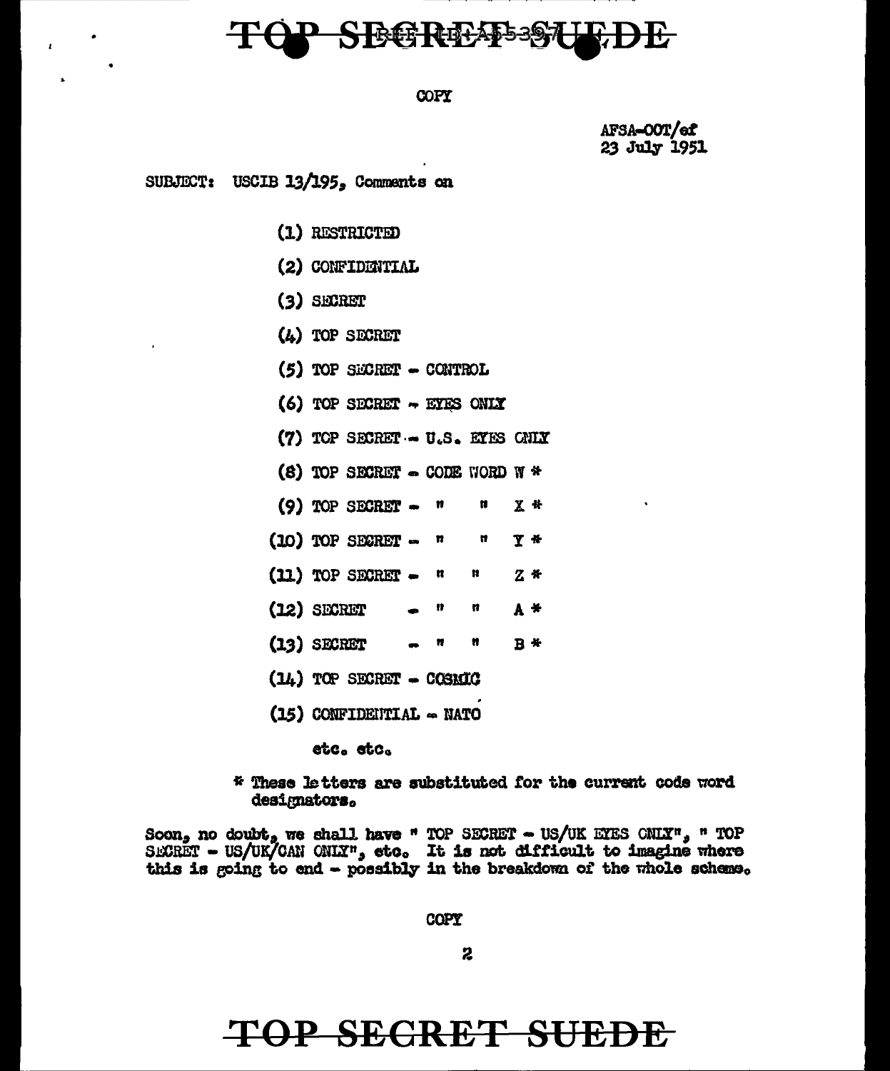COPY

AFSA-OOT/ef
23 July 1951

SUBJECT: USCIB 13/195, Comments on

(1) RESTRICTED

(2) CONFIDENTIAL

(3) SECRET

(4) TOP SECRET

(5) TOP SECRET - CONTROL

(6) TOP SECRET - EYES ONLY

(7) TOP SECRET - U.S. EYES ONLY

(8) TOP SECRET - CODE WORD W *

(9) TOP SECRET - " " X *

(10) TOP SECRET - " " Y *

(11) TOP SECRET - " " Z *

(12) SECRET - " " A *

(13) SECRET - " " B *

(14) TOP SECRET - COSMIC

(15) CONFIDENTIAL - NATO

etc. etc.

* These letters are substituted for the current code word designators.

Soon, no doubt, we shall have " TOP SECRET - US/UK EYES ONLY", " TOP SECRET - US/UK/CAN ONLY", etc. It is not difficult to imagine where this is going to end - possibly in the breakdown of the whole scheme.

COPY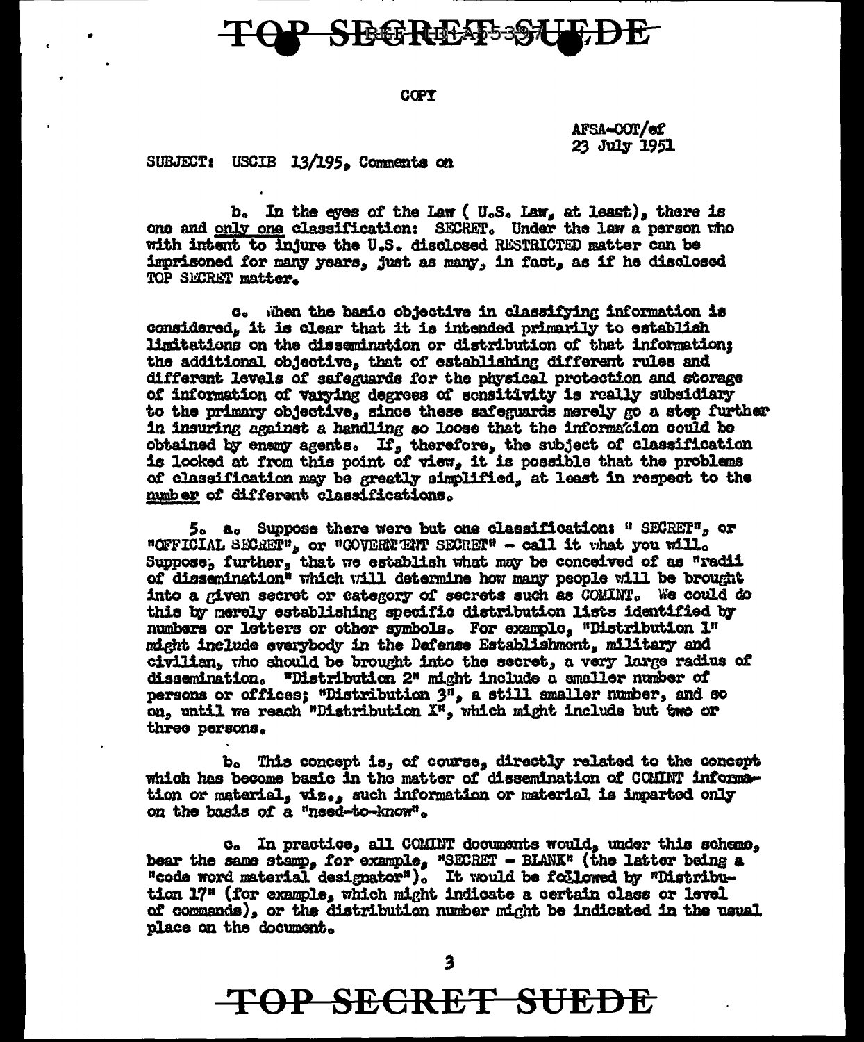COPY

AFSA-OOT/ef
23 July 1951

SUBJECT: USCIB 13/195, Comments on

b. In the eyes of the Law ( U.S. Law, at least), there is one and only one classification: SECRET. Under the law a person who with intent to injure the U.S. disclosed RESTRICTED matter can be imprisoned for many years, just as many, in fact, as if he disclosed TOP SECRET matter.

c. When the basic objective in classifying information is considered, it is clear that it is intended primarily to establish limitations on the dissemination or distribution of that information; the additional objective, that of establishing different rules and different levels of safeguards for the physical protection and storage of information of varying degrees of sensitivity is really subsidiary to the primary objective, since these safeguards merely go a step further in insuring against a handling so loose that the information could be obtained by enemy agents. If, therefore, the subject of classification is looked at from this point of view, it is possible that the problems of classification may be greatly simplified, at least in respect to the number of different classifications.

5. a. Suppose there were but one classification: " SECRET", or "OFFICIAL SECRET", or "GOVERNMENT SECRET" - call it what you will. Suppose, further, that we establish what may be conceived of as "radii of dissemination" which will determine how many people will be brought into a given secret or category of secrets such as COMINT. We could do this by merely establishing specific distribution lists identified by numbers or letters or other symbols. For example, "Distribution 1" might include everybody in the Defense Establishment, military and civilian, who should be brought into the secret, a very large radius of dissemination. "Distribution 2" might include a smaller number of persons or offices; "Distribution 3", a still smaller number, and so on, until we reach "Distribution X", which might include but two or three persons.

b. This concept is, of course, directly related to the concept which has become basic in the matter of dissemination of COMINT information or material, viz., such information or material is imparted only on the basis of a "need-to-know".

c. In practice, all COMINT documents would, under this scheme, bear the same stamp, for example, "SECRET - BLANK" (the latter being a "code word material designator"). It would be followed by "Distribution 17" (for example, which might indicate a certain class or level of commands), or the distribution number might be indicated in the usual place on the document.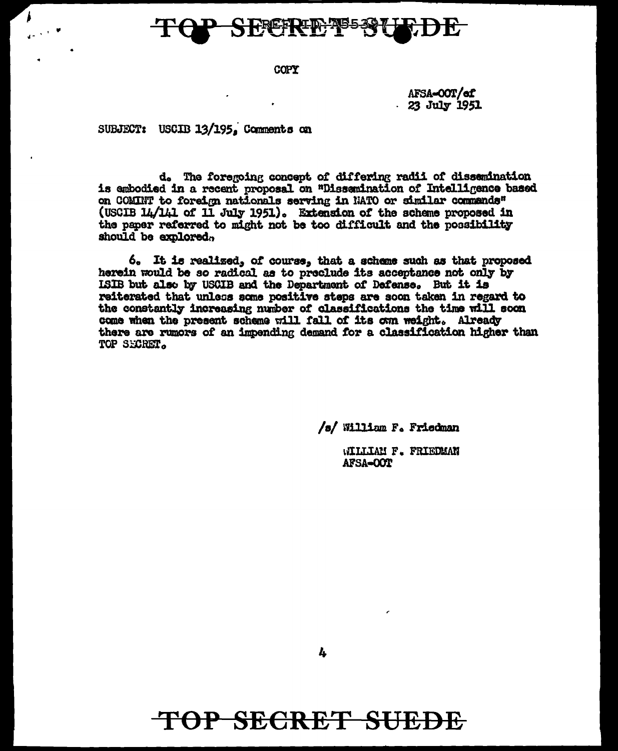COPY

AFSA-OOT/ef
23 July 1951

SUBJECT: USCIB 13/195, Comments on

d. The foregoing concept of differing radii of dissemination is embodied in a recent proposal on "Dissemination of Intelligence based on COMINT to foreign nationals serving in NATO or similar commands" (USCIB 14/141 of 11 July 1951). Extension of the scheme proposed in the paper referred to might not be too difficult and the possibility should be explored.

6. It is realized, of course, that a scheme such as that proposed herein would be so radical as to preclude its acceptance not only by LSIB but also by USCIB and the Department of Defense. But it is reiterated that unless some positive steps are soon taken in regard to the constantly increasing number of classifications the time will soon come when the present scheme will fall of its own weight. Already there are rumors of an impending demand for a classification higher than TOP SECRET.

/s/ William F. Friedman

WILLIAM F. FRIEDMAN
AFSA-OOT

TOP SECRET SUEDE